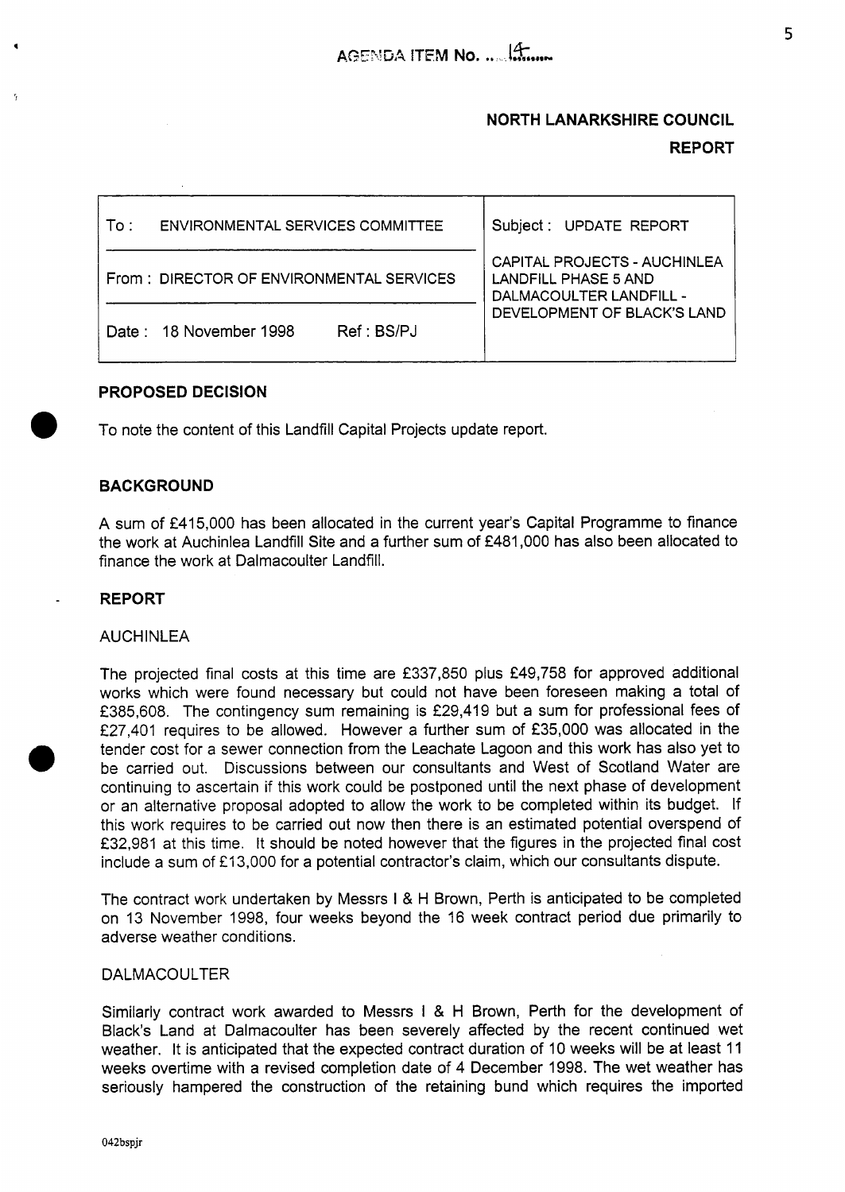AGENDA ITEM No. ...14......

**NORTH LANARKSHIRE COUNCIL**

**REPORT**

| To : ENVIRONMENTAL SERVICES COMMITTEE | Subject : UPDATE REPORT<br>CAPITAL PROJECTS - AUCHINLEA LANDFILL PHASE 5 AND DALMACOULTER LANDFILL - DEVELOPMENT OF BLACK'S LAND |
|---|---|
| From : DIRECTOR OF ENVIRONMENTAL SERVICES | |
| Date : 18 November 1998 Ref : BS/PJ | |

## PROPOSED DECISION

To note the content of this Landfill Capital Projects update report.

## BACKGROUND

A sum of £415,000 has been allocated in the current year's Capital Programme to finance the work at Auchinlea Landfill Site and a further sum of £481,000 has also been allocated to finance the work at Dalmacoulter Landfill.

## REPORT

AUCHINLEA

The projected final costs at this time are £337,850 plus £49,758 for approved additional works which were found necessary but could not have been foreseen making a total of £385,608. The contingency sum remaining is £29,419 but a sum for professional fees of £27,401 requires to be allowed. However a further sum of £35,000 was allocated in the tender cost for a sewer connection from the Leachate Lagoon and this work has also yet to be carried out. Discussions between our consultants and West of Scotland Water are continuing to ascertain if this work could be postponed until the next phase of development or an alternative proposal adopted to allow the work to be completed within its budget. If this work requires to be carried out now then there is an estimated potential overspend of £32,981 at this time. It should be noted however that the figures in the projected final cost include a sum of £13,000 for a potential contractor's claim, which our consultants dispute.

The contract work undertaken by Messrs I & H Brown, Perth is anticipated to be completed on 13 November 1998, four weeks beyond the 16 week contract period due primarily to adverse weather conditions.

DALMACOULTER

Similarly contract work awarded to Messrs I & H Brown, Perth for the development of Black's Land at Dalmacoulter has been severely affected by the recent continued wet weather. It is anticipated that the expected contract duration of 10 weeks will be at least 11 weeks overtime with a revised completion date of 4 December 1998. The wet weather has seriously hampered the construction of the retaining bund which requires the imported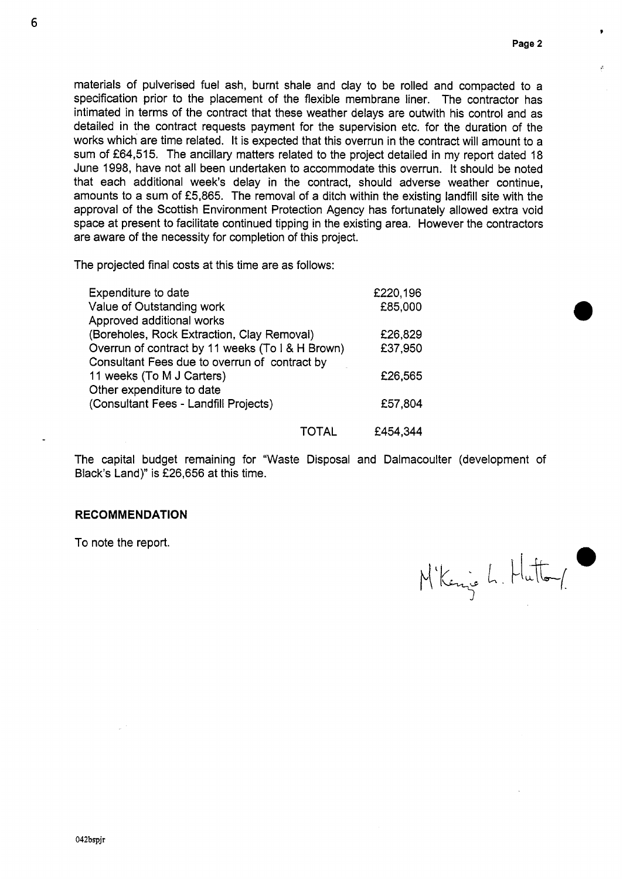materials of pulverised fuel ash, burnt shale and clay to be rolled and compacted to a specification prior to the placement of the flexible membrane liner. The contractor has intimated in terms of the contract that these weather delays are outwith his control and as detailed in the contract requests payment for the supervision etc. for the duration of the works which are time related. It is expected that this overrun in the contract will amount to a sum of £64,515. The ancillary matters related to the project detailed in my report dated 18 June 1998, have not all been undertaken to accommodate this overrun. It should be noted that each additional week's delay in the contract, should adverse weather continue, amounts to a sum of £5,865. The removal of a ditch within the existing landfill site with the approval of the Scottish Environment Protection Agency has fortunately allowed extra void space at present to facilitate continued tipping in the existing area. However the contractors are aware of the necessity for completion of this project.

The projected final costs at this time are as follows:

| | |
|---|---|
| Expenditure to date | £220,196 |
| Value of Outstanding work | £85,000 |
| Approved additional works (Boreholes, Rock Extraction, Clay Removal) | £26,829 |
| Overrun of contract by 11 weeks (To I & H Brown) | £37,950 |
| Consultant Fees due to overrun of contract by 11 weeks (To M J Carters) | £26,565 |
| Other expenditure to date (Consultant Fees - Landfill Projects) | £57,804 |
| TOTAL | £454,344 |

The capital budget remaining for "Waste Disposal and Dalmacoulter (development of Black's Land)" is £26,656 at this time.

## RECOMMENDATION

To note the report.

M'Kenzie L. Hutton

042bspjr